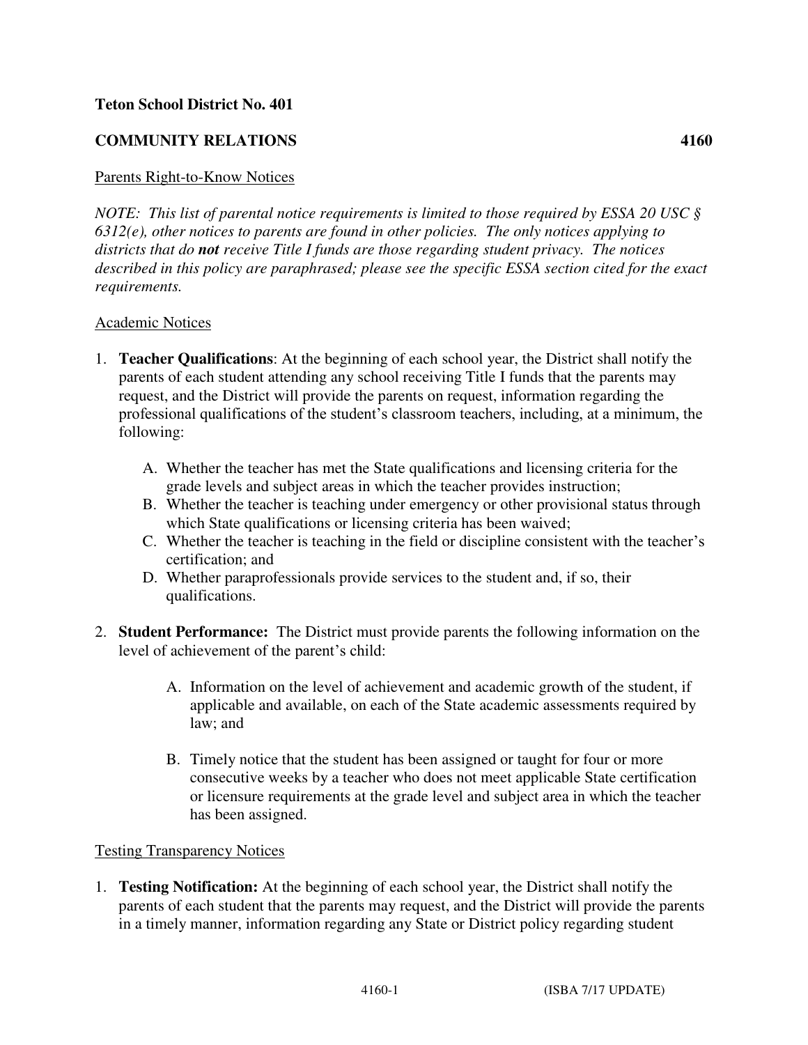**Teton School District No. 401**

**COMMUNITY RELATIONS** **4160**

Parents Right-to-Know Notices

*NOTE: This list of parental notice requirements is limited to those required by ESSA 20 USC § 6312(e), other notices to parents are found in other policies. The only notices applying to districts that do **not** receive Title I funds are those regarding student privacy. The notices described in this policy are paraphrased; please see the specific ESSA section cited for the exact requirements.*

Academic Notices

1. **Teacher Qualifications**: At the beginning of each school year, the District shall notify the parents of each student attending any school receiving Title I funds that the parents may request, and the District will provide the parents on request, information regarding the professional qualifications of the student's classroom teachers, including, at a minimum, the following:

   A. Whether the teacher has met the State qualifications and licensing criteria for the grade levels and subject areas in which the teacher provides instruction;
   
   B. Whether the teacher is teaching under emergency or other provisional status through which State qualifications or licensing criteria has been waived;
   
   C. Whether the teacher is teaching in the field or discipline consistent with the teacher's certification; and
   
   D. Whether paraprofessionals provide services to the student and, if so, their qualifications.

2. **Student Performance:** The District must provide parents the following information on the level of achievement of the parent's child:

   A. Information on the level of achievement and academic growth of the student, if applicable and available, on each of the State academic assessments required by law; and
   
   B. Timely notice that the student has been assigned or taught for four or more consecutive weeks by a teacher who does not meet applicable State certification or licensure requirements at the grade level and subject area in which the teacher has been assigned.

Testing Transparency Notices

1. **Testing Notification:** At the beginning of each school year, the District shall notify the parents of each student that the parents may request, and the District will provide the parents in a timely manner, information regarding any State or District policy regarding student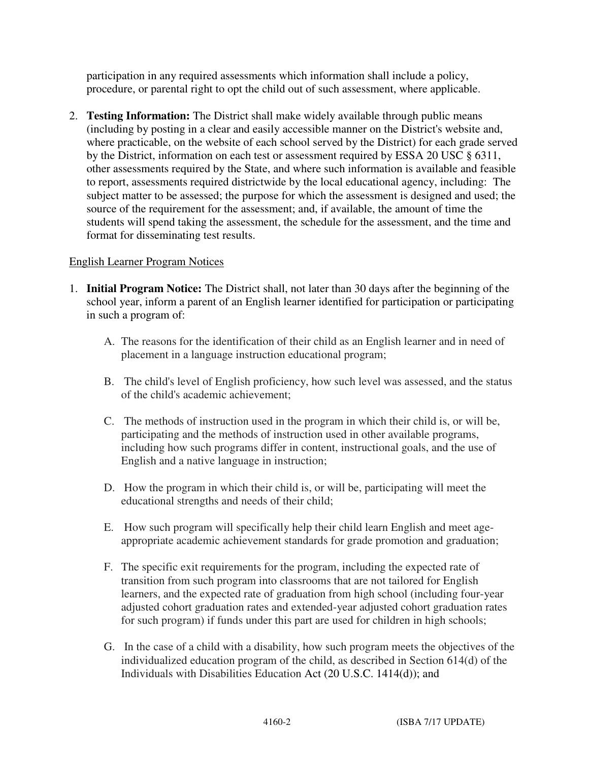participation in any required assessments which information shall include a policy, procedure, or parental right to opt the child out of such assessment, where applicable.

2. **Testing Information:** The District shall make widely available through public means (including by posting in a clear and easily accessible manner on the District's website and, where practicable, on the website of each school served by the District) for each grade served by the District, information on each test or assessment required by ESSA 20 USC § 6311, other assessments required by the State, and where such information is available and feasible to report, assessments required districtwide by the local educational agency, including: The subject matter to be assessed; the purpose for which the assessment is designed and used; the source of the requirement for the assessment; and, if available, the amount of time the students will spend taking the assessment, the schedule for the assessment, and the time and format for disseminating test results.

English Learner Program Notices

1. **Initial Program Notice:** The District shall, not later than 30 days after the beginning of the school year, inform a parent of an English learner identified for participation or participating in such a program of:

   A. The reasons for the identification of their child as an English learner and in need of placement in a language instruction educational program;

   B. The child's level of English proficiency, how such level was assessed, and the status of the child's academic achievement;

   C. The methods of instruction used in the program in which their child is, or will be, participating and the methods of instruction used in other available programs, including how such programs differ in content, instructional goals, and the use of English and a native language in instruction;

   D. How the program in which their child is, or will be, participating will meet the educational strengths and needs of their child;

   E. How such program will specifically help their child learn English and meet age-appropriate academic achievement standards for grade promotion and graduation;

   F. The specific exit requirements for the program, including the expected rate of transition from such program into classrooms that are not tailored for English learners, and the expected rate of graduation from high school (including four-year adjusted cohort graduation rates and extended-year adjusted cohort graduation rates for such program) if funds under this part are used for children in high schools;

   G. In the case of a child with a disability, how such program meets the objectives of the individualized education program of the child, as described in Section 614(d) of the Individuals with Disabilities Education Act (20 U.S.C. 1414(d)); and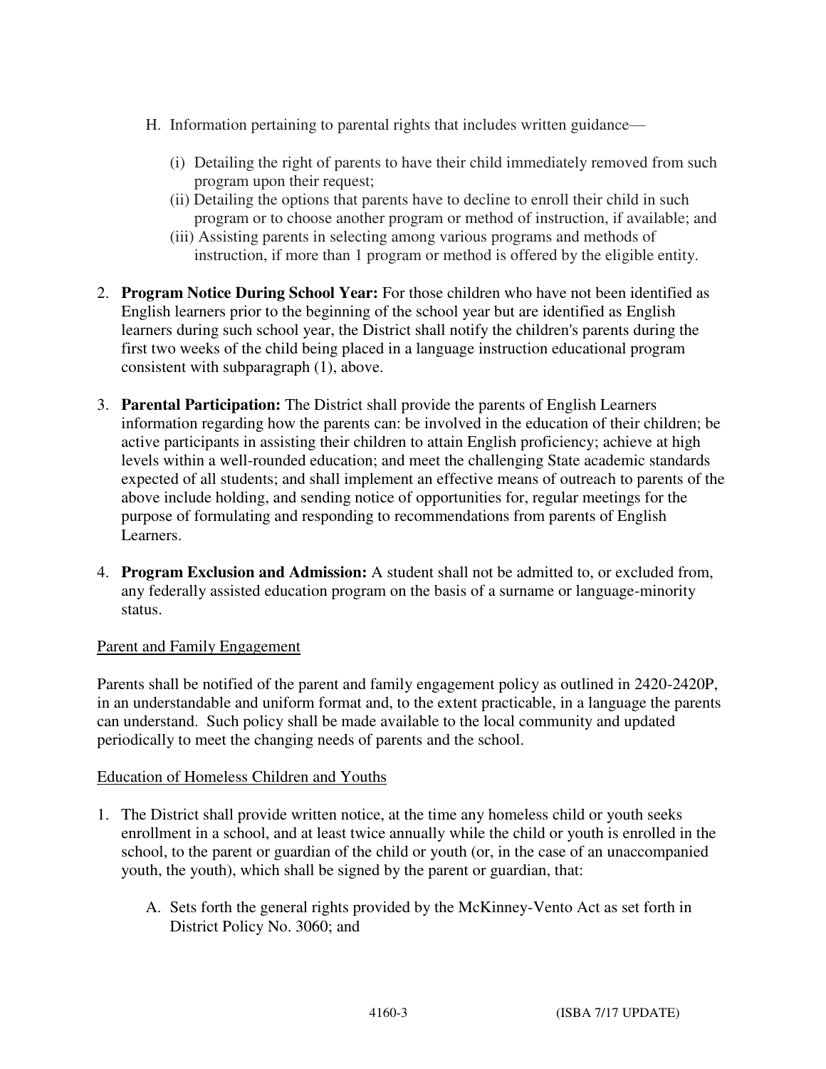H. Information pertaining to parental rights that includes written guidance—

   (i) Detailing the right of parents to have their child immediately removed from such program upon their request;
   (ii) Detailing the options that parents have to decline to enroll their child in such program or to choose another program or method of instruction, if available; and
   (iii) Assisting parents in selecting among various programs and methods of instruction, if more than 1 program or method is offered by the eligible entity.

2. **Program Notice During School Year:** For those children who have not been identified as English learners prior to the beginning of the school year but are identified as English learners during such school year, the District shall notify the children's parents during the first two weeks of the child being placed in a language instruction educational program consistent with subparagraph (1), above.

3. **Parental Participation:** The District shall provide the parents of English Learners information regarding how the parents can: be involved in the education of their children; be active participants in assisting their children to attain English proficiency; achieve at high levels within a well-rounded education; and meet the challenging State academic standards expected of all students; and shall implement an effective means of outreach to parents of the above include holding, and sending notice of opportunities for, regular meetings for the purpose of formulating and responding to recommendations from parents of English Learners.

4. **Program Exclusion and Admission:** A student shall not be admitted to, or excluded from, any federally assisted education program on the basis of a surname or language-minority status.

Parent and Family Engagement

Parents shall be notified of the parent and family engagement policy as outlined in 2420-2420P, in an understandable and uniform format and, to the extent practicable, in a language the parents can understand. Such policy shall be made available to the local community and updated periodically to meet the changing needs of parents and the school.

Education of Homeless Children and Youths

1. The District shall provide written notice, at the time any homeless child or youth seeks enrollment in a school, and at least twice annually while the child or youth is enrolled in the school, to the parent or guardian of the child or youth (or, in the case of an unaccompanied youth, the youth), which shall be signed by the parent or guardian, that:

   A. Sets forth the general rights provided by the McKinney-Vento Act as set forth in District Policy No. 3060; and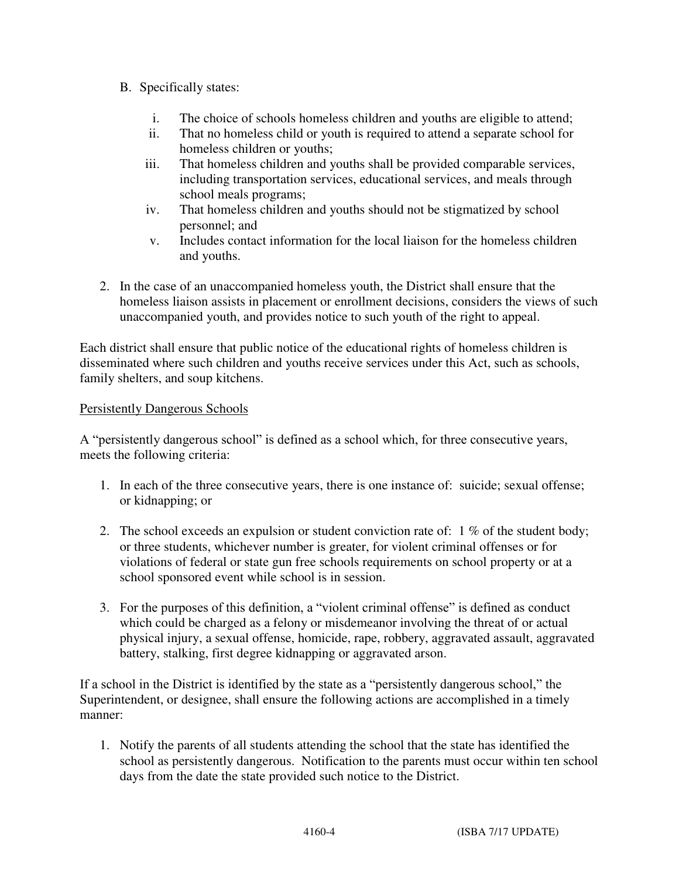B. Specifically states:

   i. The choice of schools homeless children and youths are eligible to attend;
   ii. That no homeless child or youth is required to attend a separate school for homeless children or youths;
   iii. That homeless children and youths shall be provided comparable services, including transportation services, educational services, and meals through school meals programs;
   iv. That homeless children and youths should not be stigmatized by school personnel; and
   v. Includes contact information for the local liaison for the homeless children and youths.

2. In the case of an unaccompanied homeless youth, the District shall ensure that the homeless liaison assists in placement or enrollment decisions, considers the views of such unaccompanied youth, and provides notice to such youth of the right to appeal.

Each district shall ensure that public notice of the educational rights of homeless children is disseminated where such children and youths receive services under this Act, such as schools, family shelters, and soup kitchens.

<u>Persistently Dangerous Schools</u>

A "persistently dangerous school" is defined as a school which, for three consecutive years, meets the following criteria:

1. In each of the three consecutive years, there is one instance of: suicide; sexual offense; or kidnapping; or

2. The school exceeds an expulsion or student conviction rate of: 1 % of the student body; or three students, whichever number is greater, for violent criminal offenses or for violations of federal or state gun free schools requirements on school property or at a school sponsored event while school is in session.

3. For the purposes of this definition, a "violent criminal offense" is defined as conduct which could be charged as a felony or misdemeanor involving the threat of or actual physical injury, a sexual offense, homicide, rape, robbery, aggravated assault, aggravated battery, stalking, first degree kidnapping or aggravated arson.

If a school in the District is identified by the state as a "persistently dangerous school," the Superintendent, or designee, shall ensure the following actions are accomplished in a timely manner:

1. Notify the parents of all students attending the school that the state has identified the school as persistently dangerous. Notification to the parents must occur within ten school days from the date the state provided such notice to the District.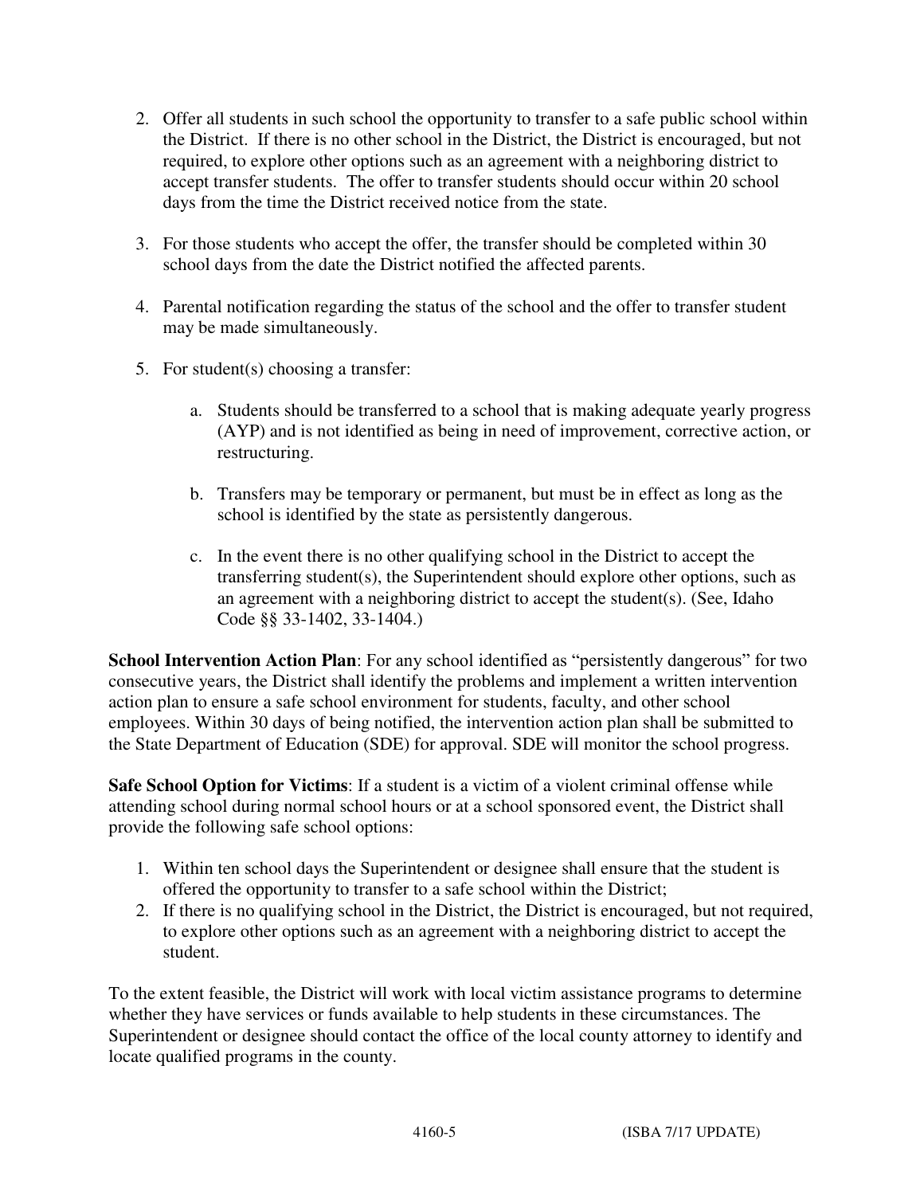2. Offer all students in such school the opportunity to transfer to a safe public school within the District. If there is no other school in the District, the District is encouraged, but not required, to explore other options such as an agreement with a neighboring district to accept transfer students. The offer to transfer students should occur within 20 school days from the time the District received notice from the state.

3. For those students who accept the offer, the transfer should be completed within 30 school days from the date the District notified the affected parents.

4. Parental notification regarding the status of the school and the offer to transfer student may be made simultaneously.

5. For student(s) choosing a transfer:

   a. Students should be transferred to a school that is making adequate yearly progress (AYP) and is not identified as being in need of improvement, corrective action, or restructuring.

   b. Transfers may be temporary or permanent, but must be in effect as long as the school is identified by the state as persistently dangerous.

   c. In the event there is no other qualifying school in the District to accept the transferring student(s), the Superintendent should explore other options, such as an agreement with a neighboring district to accept the student(s). (See, Idaho Code §§ 33-1402, 33-1404.)

**School Intervention Action Plan**: For any school identified as "persistently dangerous" for two consecutive years, the District shall identify the problems and implement a written intervention action plan to ensure a safe school environment for students, faculty, and other school employees. Within 30 days of being notified, the intervention action plan shall be submitted to the State Department of Education (SDE) for approval. SDE will monitor the school progress.

**Safe School Option for Victims**: If a student is a victim of a violent criminal offense while attending school during normal school hours or at a school sponsored event, the District shall provide the following safe school options:

1. Within ten school days the Superintendent or designee shall ensure that the student is offered the opportunity to transfer to a safe school within the District;
2. If there is no qualifying school in the District, the District is encouraged, but not required, to explore other options such as an agreement with a neighboring district to accept the student.

To the extent feasible, the District will work with local victim assistance programs to determine whether they have services or funds available to help students in these circumstances. The Superintendent or designee should contact the office of the local county attorney to identify and locate qualified programs in the county.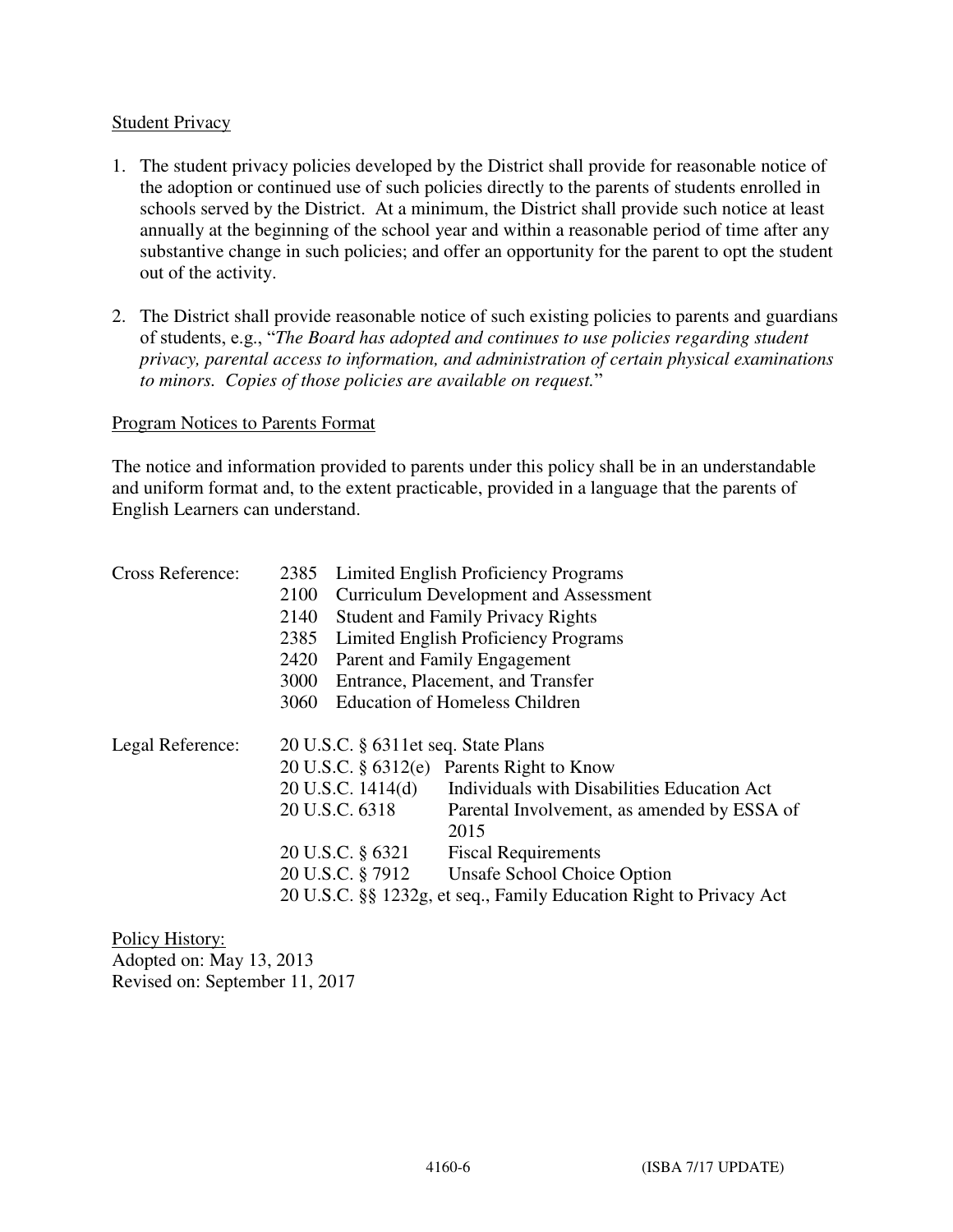Student Privacy

1. The student privacy policies developed by the District shall provide for reasonable notice of the adoption or continued use of such policies directly to the parents of students enrolled in schools served by the District. At a minimum, the District shall provide such notice at least annually at the beginning of the school year and within a reasonable period of time after any substantive change in such policies; and offer an opportunity for the parent to opt the student out of the activity.

2. The District shall provide reasonable notice of such existing policies to parents and guardians of students, e.g., "*The Board has adopted and continues to use policies regarding student privacy, parental access to information, and administration of certain physical examinations to minors. Copies of those policies are available on request.*"

Program Notices to Parents Format

The notice and information provided to parents under this policy shall be in an understandable and uniform format and, to the extent practicable, provided in a language that the parents of English Learners can understand.

| | | |
|---|---|---|
| Cross Reference: | 2385 | Limited English Proficiency Programs |
| | 2100 | Curriculum Development and Assessment |
| | 2140 | Student and Family Privacy Rights |
| | 2385 | Limited English Proficiency Programs |
| | 2420 | Parent and Family Engagement |
| | 3000 | Entrance, Placement, and Transfer |
| | 3060 | Education of Homeless Children |

| | | |
|---|---|---|
| Legal Reference: | 20 U.S.C. § 6311et seq. State Plans | |
| | 20 U.S.C. § 6312(e) | Parents Right to Know |
| | 20 U.S.C. 1414(d) | Individuals with Disabilities Education Act |
| | 20 U.S.C. 6318 | Parental Involvement, as amended by ESSA of 2015 |
| | 20 U.S.C. § 6321 | Fiscal Requirements |
| | 20 U.S.C. § 7912 | Unsafe School Choice Option |
| | 20 U.S.C. §§ 1232g, et seq., Family Education Right to Privacy Act | |

Policy History:
Adopted on: May 13, 2013
Revised on: September 11, 2017

4160-6 (ISBA 7/17 UPDATE)